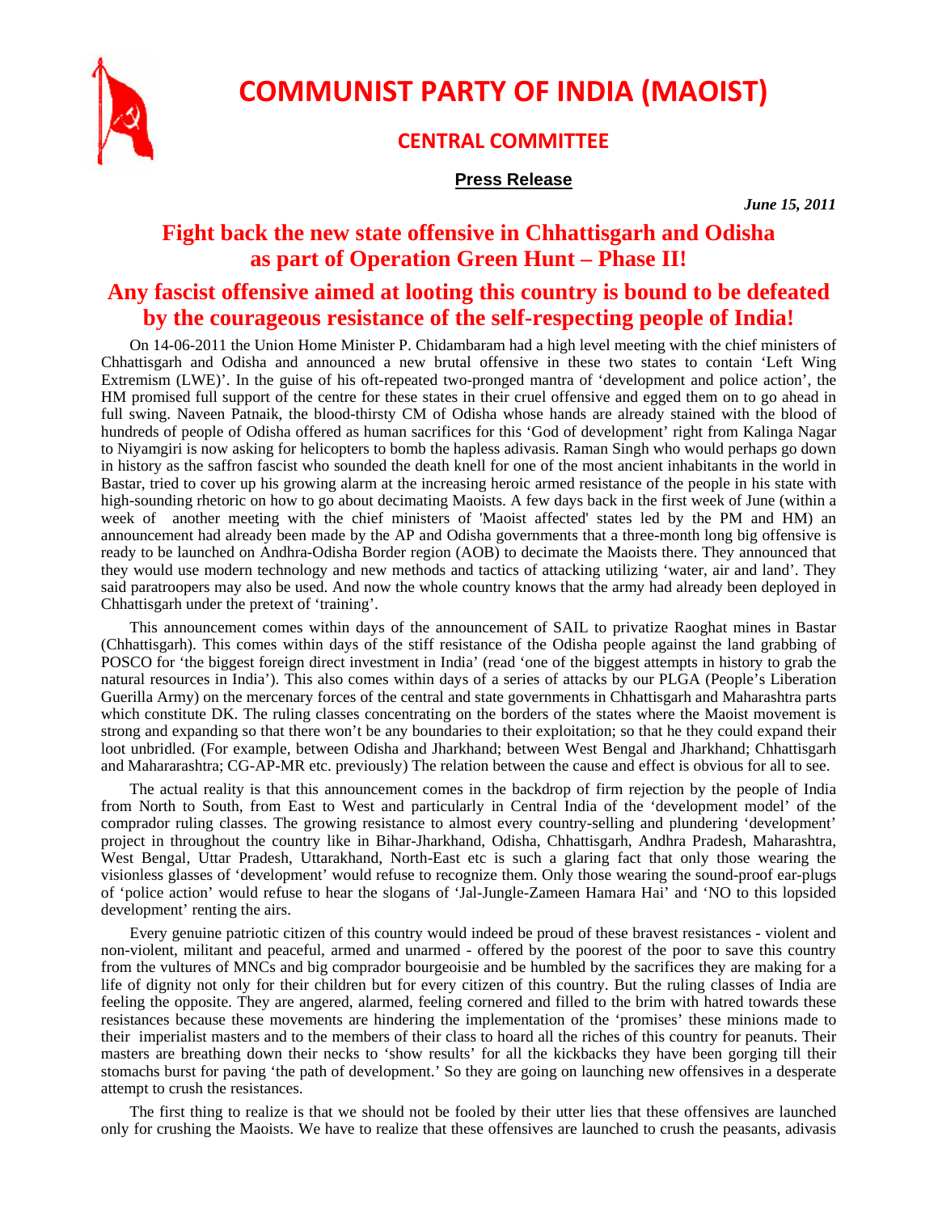# COMMUNIST PARTY OF INDIA (MAOIST)

## CENTRAL COMMITTEE

**Press Release**

***June 15, 2011***

## Fight back the new state offensive in Chhattisgarh and Odisha as part of Operation Green Hunt – Phase II!

## Any fascist offensive aimed at looting this country is bound to be defeated by the courageous resistance of the self-respecting people of India!

On 14-06-2011 the Union Home Minister P. Chidambaram had a high level meeting with the chief ministers of Chhattisgarh and Odisha and announced a new brutal offensive in these two states to contain 'Left Wing Extremism (LWE)'. In the guise of his oft-repeated two-pronged mantra of 'development and police action', the HM promised full support of the centre for these states in their cruel offensive and egged them on to go ahead in full swing. Naveen Patnaik, the blood-thirsty CM of Odisha whose hands are already stained with the blood of hundreds of people of Odisha offered as human sacrifices for this 'God of development' right from Kalinga Nagar to Niyamgiri is now asking for helicopters to bomb the hapless adivasis. Raman Singh who would perhaps go down in history as the saffron fascist who sounded the death knell for one of the most ancient inhabitants in the world in Bastar, tried to cover up his growing alarm at the increasing heroic armed resistance of the people in his state with high-sounding rhetoric on how to go about decimating Maoists. A few days back in the first week of June (within a week of another meeting with the chief ministers of 'Maoist affected' states led by the PM and HM) an announcement had already been made by the AP and Odisha governments that a three-month long big offensive is ready to be launched on Andhra-Odisha Border region (AOB) to decimate the Maoists there. They announced that they would use modern technology and new methods and tactics of attacking utilizing 'water, air and land'. They said paratroopers may also be used. And now the whole country knows that the army had already been deployed in Chhattisgarh under the pretext of 'training'.

This announcement comes within days of the announcement of SAIL to privatize Raoghat mines in Bastar (Chhattisgarh). This comes within days of the stiff resistance of the Odisha people against the land grabbing of POSCO for 'the biggest foreign direct investment in India' (read 'one of the biggest attempts in history to grab the natural resources in India'). This also comes within days of a series of attacks by our PLGA (People's Liberation Guerilla Army) on the mercenary forces of the central and state governments in Chhattisgarh and Maharashtra parts which constitute DK. The ruling classes concentrating on the borders of the states where the Maoist movement is strong and expanding so that there won't be any boundaries to their exploitation; so that he they could expand their loot unbridled. (For example, between Odisha and Jharkhand; between West Bengal and Jharkhand; Chhattisgarh and Mahararashtra; CG-AP-MR etc. previously) The relation between the cause and effect is obvious for all to see.

The actual reality is that this announcement comes in the backdrop of firm rejection by the people of India from North to South, from East to West and particularly in Central India of the 'development model' of the comprador ruling classes. The growing resistance to almost every country-selling and plundering 'development' project in throughout the country like in Bihar-Jharkhand, Odisha, Chhattisgarh, Andhra Pradesh, Maharashtra, West Bengal, Uttar Pradesh, Uttarakhand, North-East etc is such a glaring fact that only those wearing the visionless glasses of 'development' would refuse to recognize them. Only those wearing the sound-proof ear-plugs of 'police action' would refuse to hear the slogans of 'Jal-Jungle-Zameen Hamara Hai' and 'NO to this lopsided development' renting the airs.

Every genuine patriotic citizen of this country would indeed be proud of these bravest resistances - violent and non-violent, militant and peaceful, armed and unarmed - offered by the poorest of the poor to save this country from the vultures of MNCs and big comprador bourgeoisie and be humbled by the sacrifices they are making for a life of dignity not only for their children but for every citizen of this country. But the ruling classes of India are feeling the opposite. They are angered, alarmed, feeling cornered and filled to the brim with hatred towards these resistances because these movements are hindering the implementation of the 'promises' these minions made to their imperialist masters and to the members of their class to hoard all the riches of this country for peanuts. Their masters are breathing down their necks to 'show results' for all the kickbacks they have been gorging till their stomachs burst for paving 'the path of development.' So they are going on launching new offensives in a desperate attempt to crush the resistances.

The first thing to realize is that we should not be fooled by their utter lies that these offensives are launched only for crushing the Maoists. We have to realize that these offensives are launched to crush the peasants, adivasis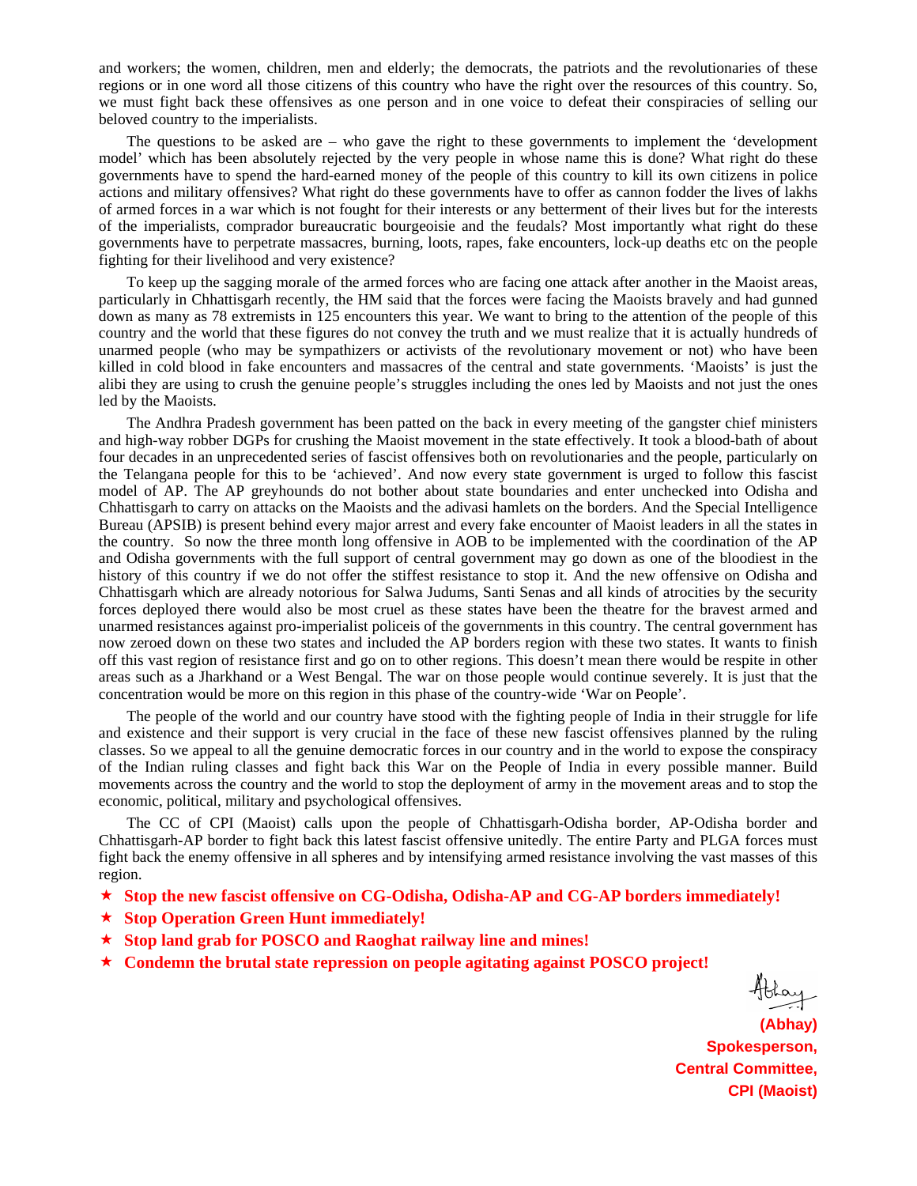and workers; the women, children, men and elderly; the democrats, the patriots and the revolutionaries of these regions or in one word all those citizens of this country who have the right over the resources of this country. So, we must fight back these offensives as one person and in one voice to defeat their conspiracies of selling our beloved country to the imperialists.

The questions to be asked are – who gave the right to these governments to implement the 'development model' which has been absolutely rejected by the very people in whose name this is done? What right do these governments have to spend the hard-earned money of the people of this country to kill its own citizens in police actions and military offensives? What right do these governments have to offer as cannon fodder the lives of lakhs of armed forces in a war which is not fought for their interests or any betterment of their lives but for the interests of the imperialists, comprador bureaucratic bourgeoisie and the feudals? Most importantly what right do these governments have to perpetrate massacres, burning, loots, rapes, fake encounters, lock-up deaths etc on the people fighting for their livelihood and very existence?

To keep up the sagging morale of the armed forces who are facing one attack after another in the Maoist areas, particularly in Chhattisgarh recently, the HM said that the forces were facing the Maoists bravely and had gunned down as many as 78 extremists in 125 encounters this year. We want to bring to the attention of the people of this country and the world that these figures do not convey the truth and we must realize that it is actually hundreds of unarmed people (who may be sympathizers or activists of the revolutionary movement or not) who have been killed in cold blood in fake encounters and massacres of the central and state governments. 'Maoists' is just the alibi they are using to crush the genuine people's struggles including the ones led by Maoists and not just the ones led by the Maoists.

The Andhra Pradesh government has been patted on the back in every meeting of the gangster chief ministers and high-way robber DGPs for crushing the Maoist movement in the state effectively. It took a blood-bath of about four decades in an unprecedented series of fascist offensives both on revolutionaries and the people, particularly on the Telangana people for this to be 'achieved'. And now every state government is urged to follow this fascist model of AP. The AP greyhounds do not bother about state boundaries and enter unchecked into Odisha and Chhattisgarh to carry on attacks on the Maoists and the adivasi hamlets on the borders. And the Special Intelligence Bureau (APSIB) is present behind every major arrest and every fake encounter of Maoist leaders in all the states in the country. So now the three month long offensive in AOB to be implemented with the coordination of the AP and Odisha governments with the full support of central government may go down as one of the bloodiest in the history of this country if we do not offer the stiffest resistance to stop it. And the new offensive on Odisha and Chhattisgarh which are already notorious for Salwa Judums, Santi Senas and all kinds of atrocities by the security forces deployed there would also be most cruel as these states have been the theatre for the bravest armed and unarmed resistances against pro-imperialist policeis of the governments in this country. The central government has now zeroed down on these two states and included the AP borders region with these two states. It wants to finish off this vast region of resistance first and go on to other regions. This doesn't mean there would be respite in other areas such as a Jharkhand or a West Bengal. The war on those people would continue severely. It is just that the concentration would be more on this region in this phase of the country-wide 'War on People'.

The people of the world and our country have stood with the fighting people of India in their struggle for life and existence and their support is very crucial in the face of these new fascist offensives planned by the ruling classes. So we appeal to all the genuine democratic forces in our country and in the world to expose the conspiracy of the Indian ruling classes and fight back this War on the People of India in every possible manner. Build movements across the country and the world to stop the deployment of army in the movement areas and to stop the economic, political, military and psychological offensives.

The CC of CPI (Maoist) calls upon the people of Chhattisgarh-Odisha border, AP-Odisha border and Chhattisgarh-AP border to fight back this latest fascist offensive unitedly. The entire Party and PLGA forces must fight back the enemy offensive in all spheres and by intensifying armed resistance involving the vast masses of this region.

- ★ **Stop the new fascist offensive on CG-Odisha, Odisha-AP and CG-AP borders immediately!**
- ★ **Stop Operation Green Hunt immediately!**
- ★ **Stop land grab for POSCO and Raoghat railway line and mines!**
- ★ **Condemn the brutal state repression on people agitating against POSCO project!**

Abhay

**(Abhay)**
**Spokesperson,**
**Central Committee,**
**CPI (Maoist)**